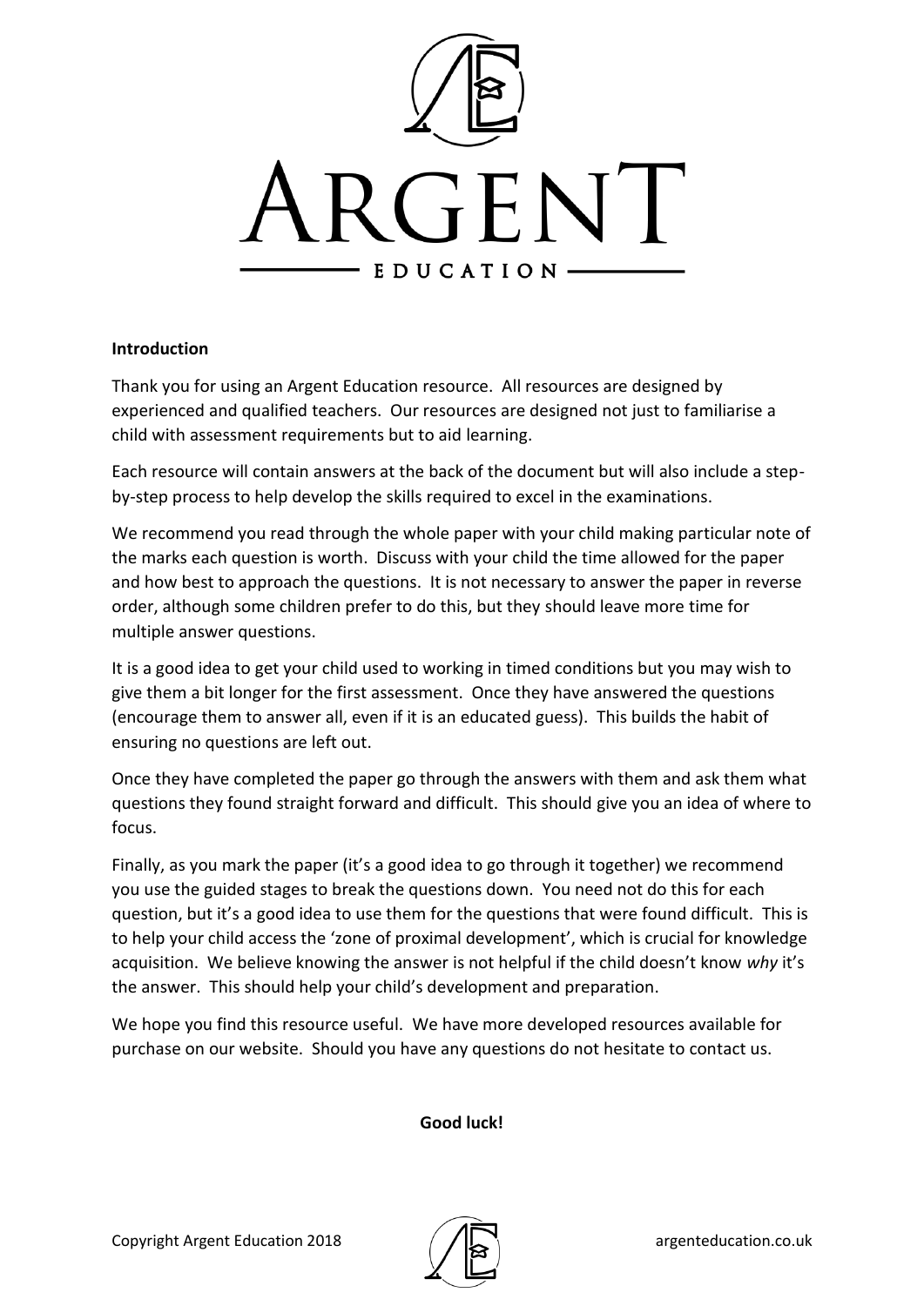# ARGENT
EDUCATION

**Introduction**

Thank you for using an Argent Education resource. All resources are designed by experienced and qualified teachers. Our resources are designed not just to familiarise a child with assessment requirements but to aid learning.

Each resource will contain answers at the back of the document but will also include a step-by-step process to help develop the skills required to excel in the examinations.

We recommend you read through the whole paper with your child making particular note of the marks each question is worth. Discuss with your child the time allowed for the paper and how best to approach the questions. It is not necessary to answer the paper in reverse order, although some children prefer to do this, but they should leave more time for multiple answer questions.

It is a good idea to get your child used to working in timed conditions but you may wish to give them a bit longer for the first assessment. Once they have answered the questions (encourage them to answer all, even if it is an educated guess). This builds the habit of ensuring no questions are left out.

Once they have completed the paper go through the answers with them and ask them what questions they found straight forward and difficult. This should give you an idea of where to focus.

Finally, as you mark the paper (it's a good idea to go through it together) we recommend you use the guided stages to break the questions down. You need not do this for each question, but it's a good idea to use them for the questions that were found difficult. This is to help your child access the 'zone of proximal development', which is crucial for knowledge acquisition. We believe knowing the answer is not helpful if the child doesn't know *why* it's the answer. This should help your child's development and preparation.

We hope you find this resource useful. We have more developed resources available for purchase on our website. Should you have any questions do not hesitate to contact us.

**Good luck!**

Copyright Argent Education 2018 argenteducation.co.uk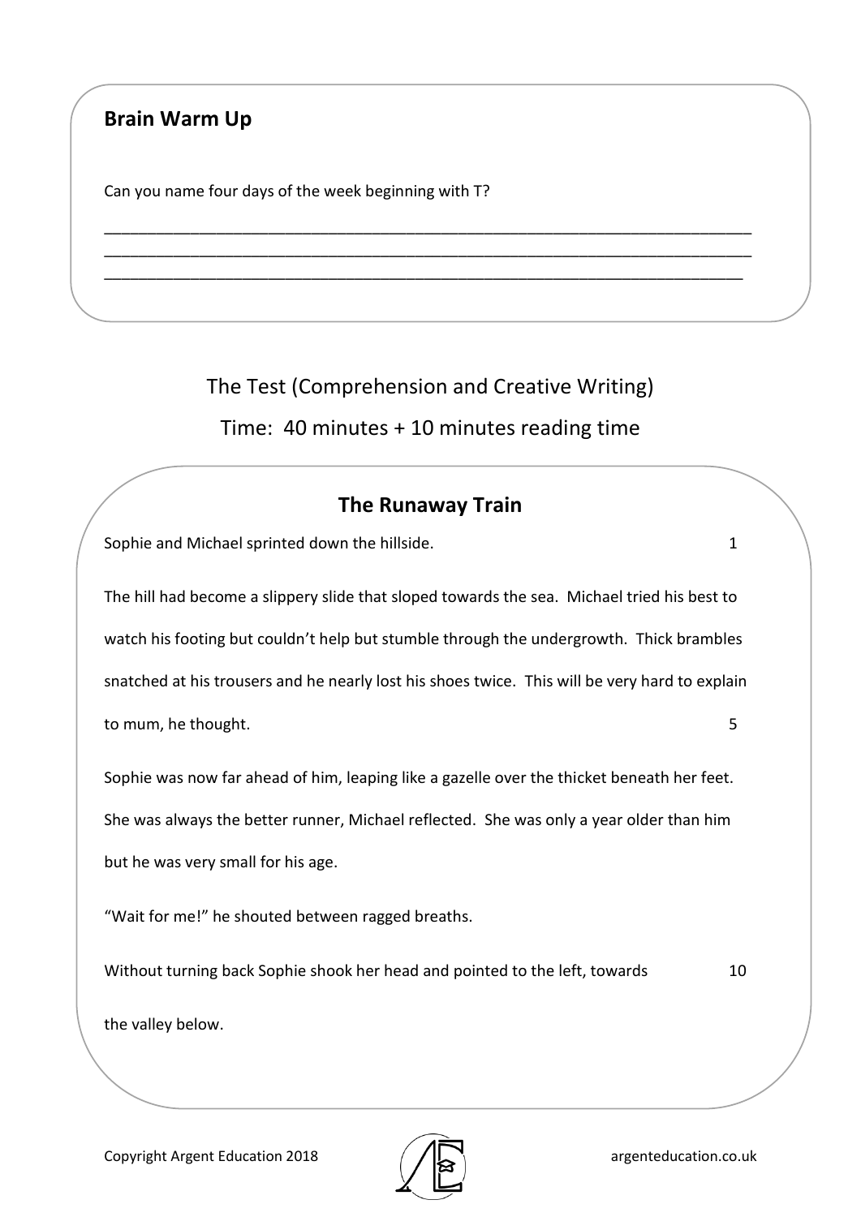## Brain Warm Up

Can you name four days of the week beginning with T?

\_\_\_\_\_\_\_\_\_\_\_\_\_\_\_\_\_\_\_\_\_\_\_\_\_\_\_\_\_\_\_\_\_\_\_\_\_\_\_\_\_\_\_\_\_\_\_\_\_\_\_\_\_\_\_\_\_\_\_\_\_\_\_\_\_\_\_\_\_\_\_\_

\_\_\_\_\_\_\_\_\_\_\_\_\_\_\_\_\_\_\_\_\_\_\_\_\_\_\_\_\_\_\_\_\_\_\_\_\_\_\_\_\_\_\_\_\_\_\_\_\_\_\_\_\_\_\_\_\_\_\_\_\_\_\_\_\_\_\_\_\_\_\_\_

\_\_\_\_\_\_\_\_\_\_\_\_\_\_\_\_\_\_\_\_\_\_\_\_\_\_\_\_\_\_\_\_\_\_\_\_\_\_\_\_\_\_\_\_\_\_\_\_\_\_\_\_\_\_\_\_\_\_\_\_\_\_\_\_\_\_\_\_\_\_\_\_

The Test (Comprehension and Creative Writing)

Time: 40 minutes + 10 minutes reading time

## The Runaway Train

Sophie and Michael sprinted down the hillside. 1

The hill had become a slippery slide that sloped towards the sea. Michael tried his best to watch his footing but couldn't help but stumble through the undergrowth. Thick brambles snatched at his trousers and he nearly lost his shoes twice. This will be very hard to explain to mum, he thought. 5

Sophie was now far ahead of him, leaping like a gazelle over the thicket beneath her feet. She was always the better runner, Michael reflected. She was only a year older than him but he was very small for his age.

"Wait for me!" he shouted between ragged breaths.

Without turning back Sophie shook her head and pointed to the left, towards 10

the valley below.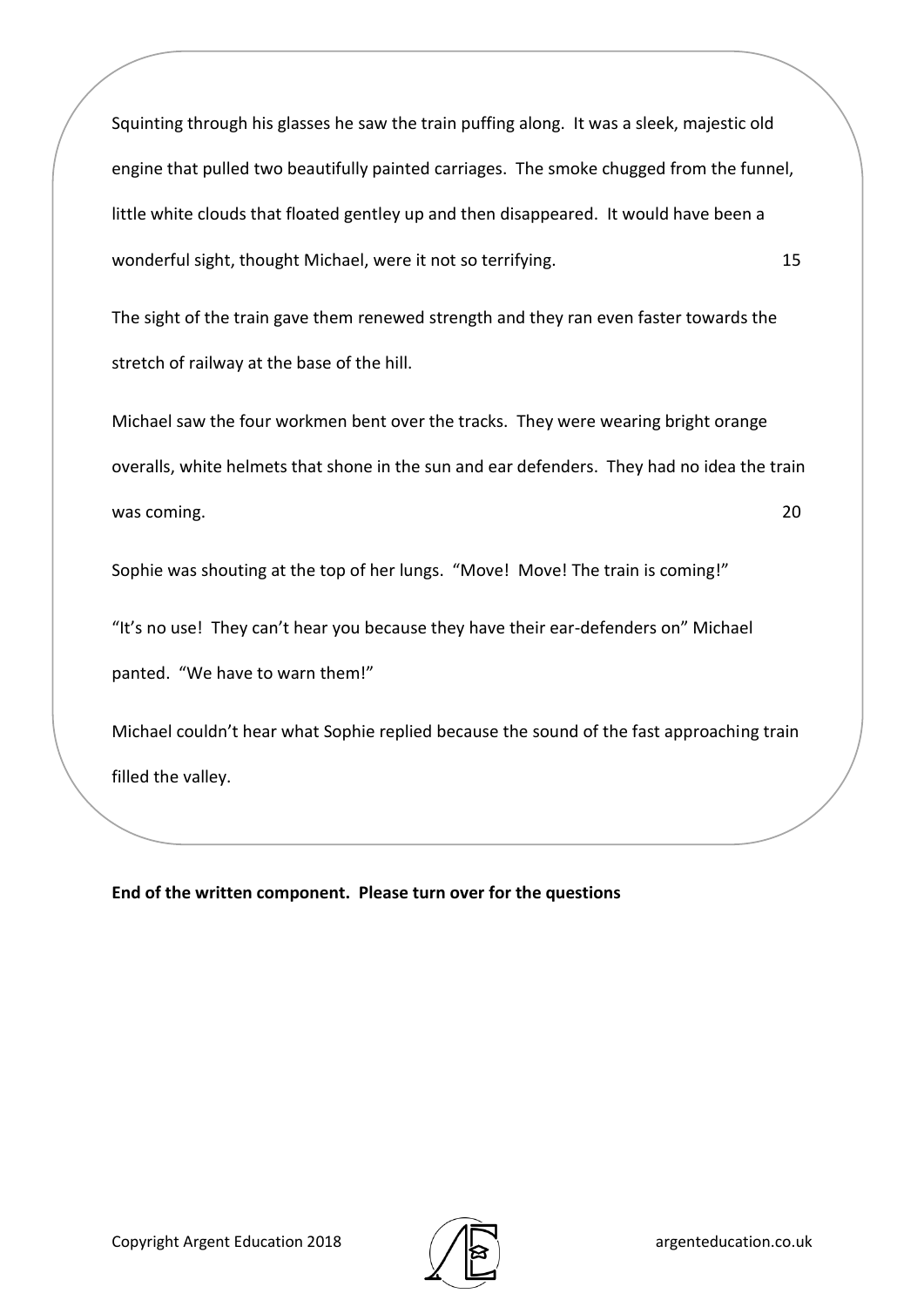Squinting through his glasses he saw the train puffing along. It was a sleek, majestic old engine that pulled two beautifully painted carriages. The smoke chugged from the funnel, little white clouds that floated gentley up and then disappeared. It would have been a wonderful sight, thought Michael, were it not so terrifying. 15

The sight of the train gave them renewed strength and they ran even faster towards the stretch of railway at the base of the hill.

Michael saw the four workmen bent over the tracks. They were wearing bright orange overalls, white helmets that shone in the sun and ear defenders. They had no idea the train was coming. 20

Sophie was shouting at the top of her lungs. "Move! Move! The train is coming!"

"It's no use! They can't hear you because they have their ear-defenders on" Michael panted. "We have to warn them!"

Michael couldn't hear what Sophie replied because the sound of the fast approaching train filled the valley.

**End of the written component. Please turn over for the questions**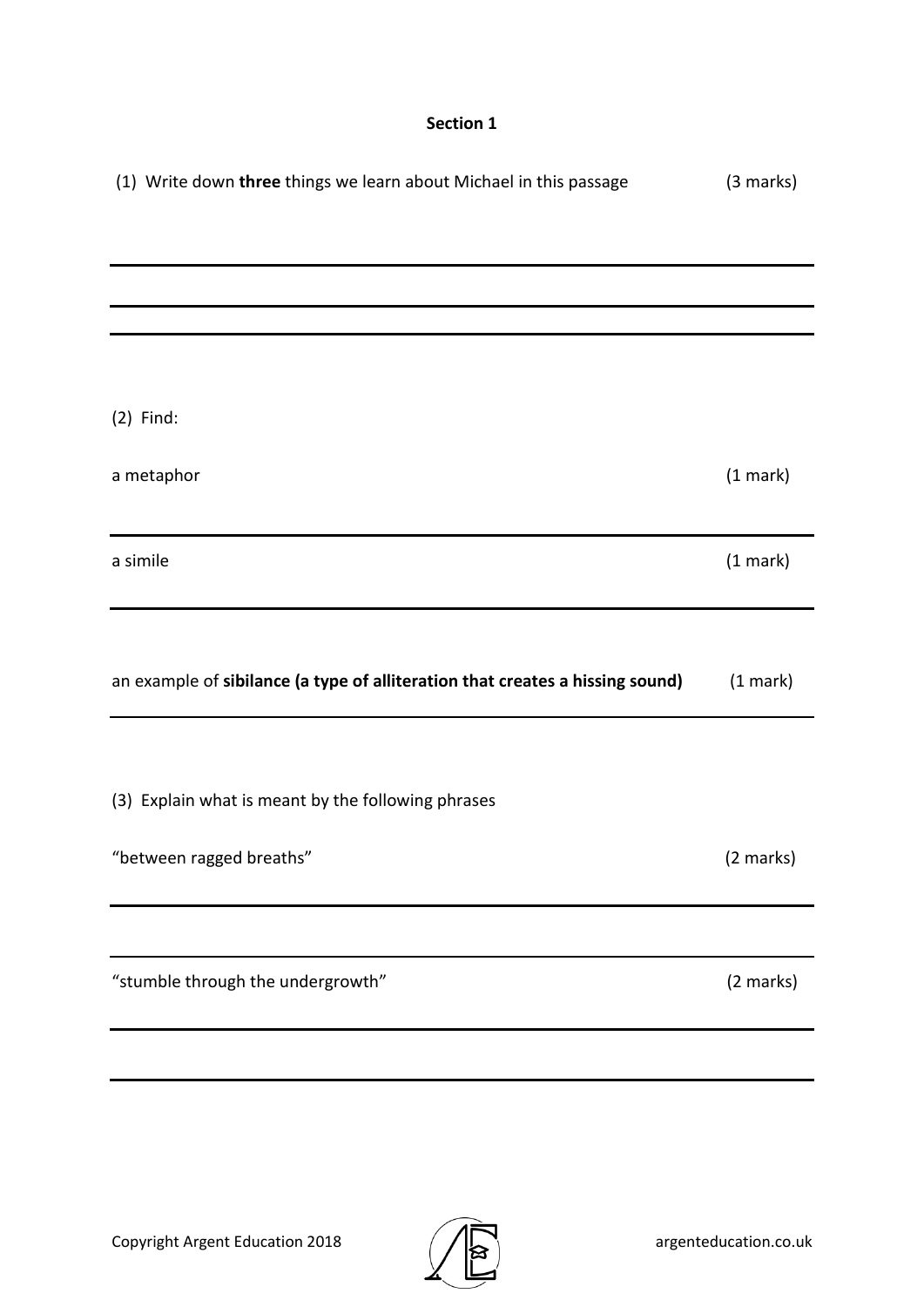## Section 1

(1) Write down **three** things we learn about Michael in this passage (3 marks)

(2) Find:

a metaphor (1 mark)

a simile (1 mark)

an example of **sibilance (a type of alliteration that creates a hissing sound)** (1 mark)

(3) Explain what is meant by the following phrases

"between ragged breaths" (2 marks)

"stumble through the undergrowth" (2 marks)

Copyright Argent Education 2018 argenteducation.co.uk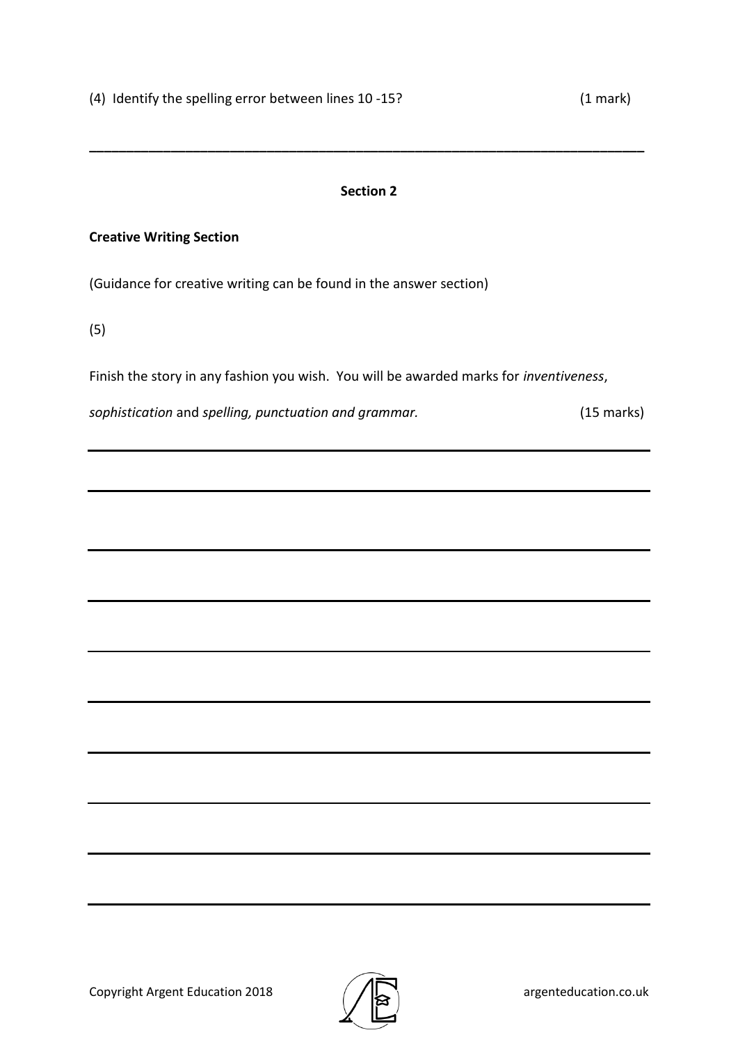(4) Identify the spelling error between lines 10 -15? (1 mark)

______________________________________________________________________

**Section 2**

**Creative Writing Section**

(Guidance for creative writing can be found in the answer section)

(5)

Finish the story in any fashion you wish. You will be awarded marks for *inventiveness*, *sophistication* and *spelling, punctuation and grammar.* (15 marks)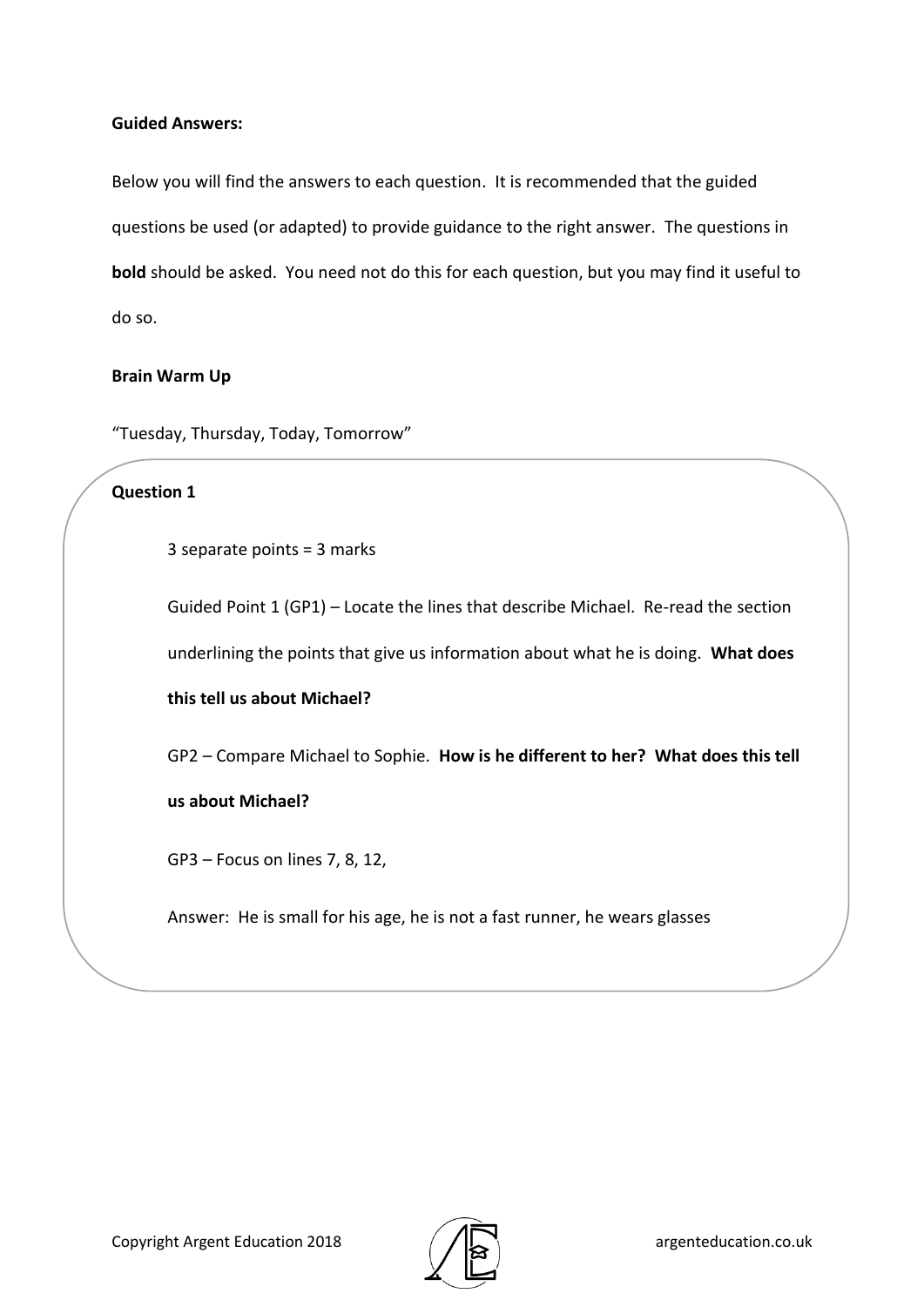**Guided Answers:**

Below you will find the answers to each question. It is recommended that the guided questions be used (or adapted) to provide guidance to the right answer. The questions in **bold** should be asked. You need not do this for each question, but you may find it useful to do so.

**Brain Warm Up**

"Tuesday, Thursday, Today, Tomorrow"

**Question 1**

3 separate points = 3 marks

Guided Point 1 (GP1) – Locate the lines that describe Michael. Re-read the section underlining the points that give us information about what he is doing. **What does this tell us about Michael?**

GP2 – Compare Michael to Sophie. **How is he different to her? What does this tell us about Michael?**

GP3 – Focus on lines 7, 8, 12,

Answer: He is small for his age, he is not a fast runner, he wears glasses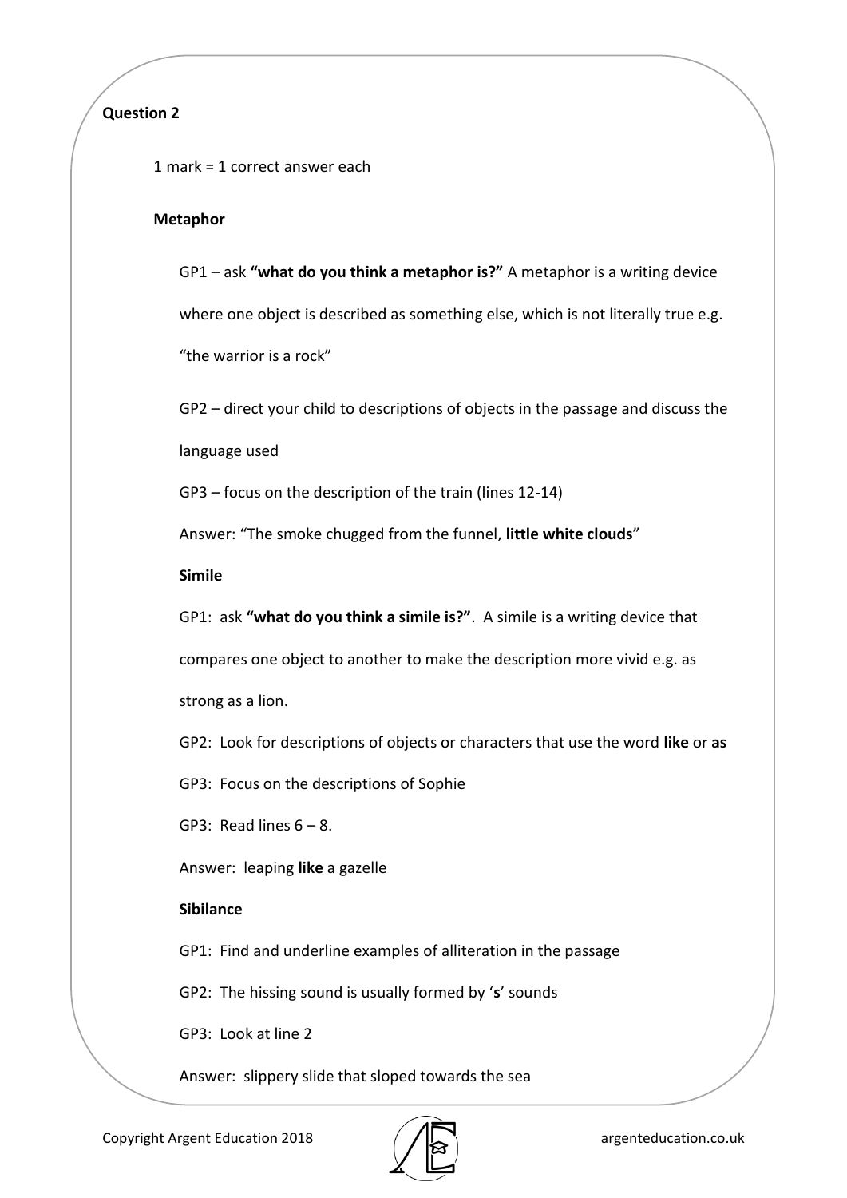**Question 2**

1 mark = 1 correct answer each

**Metaphor**

GP1 – ask **"what do you think a metaphor is?"** A metaphor is a writing device where one object is described as something else, which is not literally true e.g. "the warrior is a rock"

GP2 – direct your child to descriptions of objects in the passage and discuss the language used

GP3 – focus on the description of the train (lines 12-14)

Answer: "The smoke chugged from the funnel, **little white clouds**"

**Simile**

GP1: ask **"what do you think a simile is?"**. A simile is a writing device that compares one object to another to make the description more vivid e.g. as strong as a lion.

GP2: Look for descriptions of objects or characters that use the word **like** or **as**

GP3: Focus on the descriptions of Sophie

GP3: Read lines 6 – 8.

Answer: leaping **like** a gazelle

**Sibilance**

GP1: Find and underline examples of alliteration in the passage

GP2: The hissing sound is usually formed by '**s**' sounds

GP3: Look at line 2

Answer: slippery slide that sloped towards the sea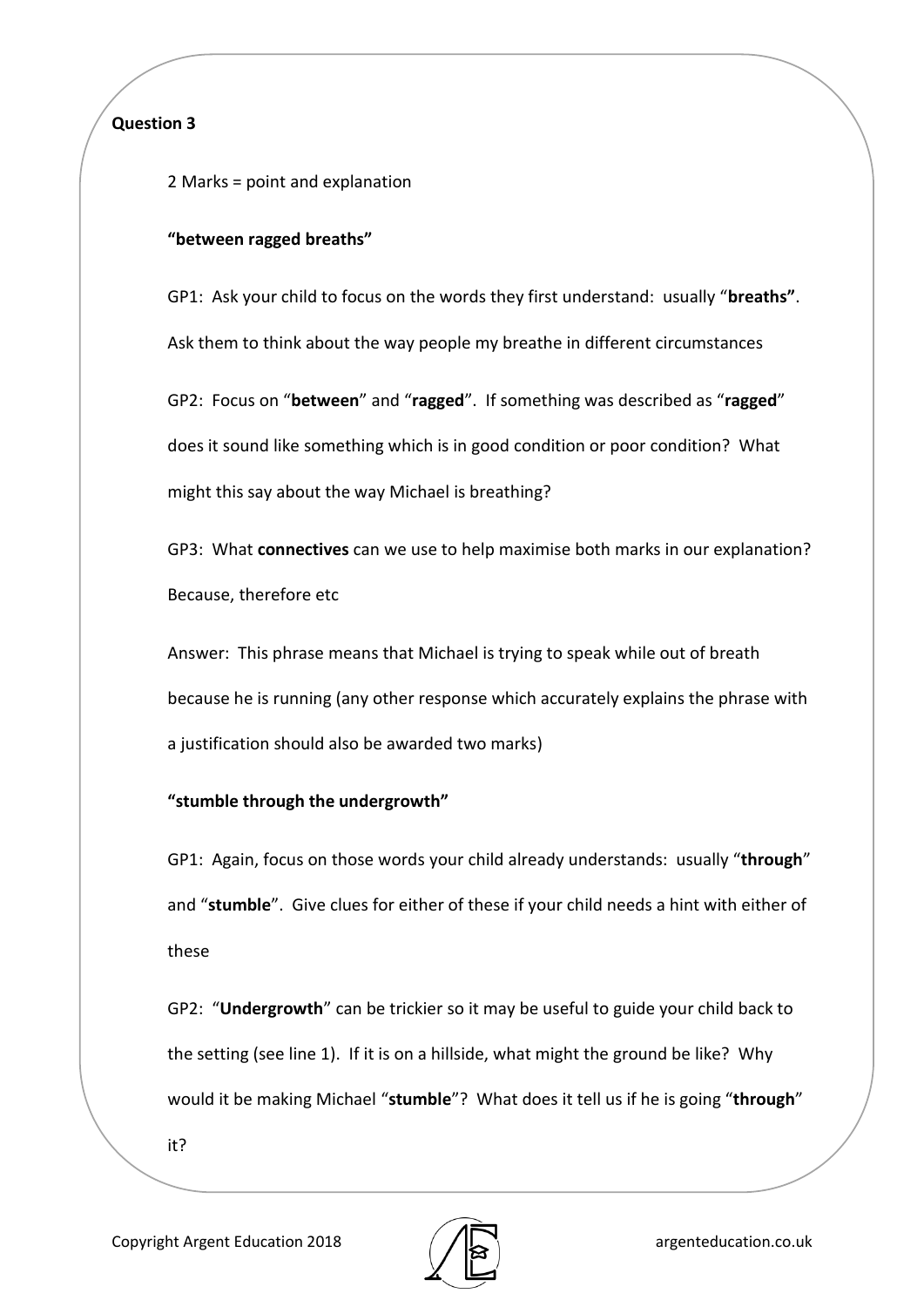**Question 3**

2 Marks = point and explanation

**"between ragged breaths"**

GP1: Ask your child to focus on the words they first understand: usually "**breaths"**. Ask them to think about the way people my breathe in different circumstances

GP2: Focus on "**between**" and "**ragged**". If something was described as "**ragged**" does it sound like something which is in good condition or poor condition? What might this say about the way Michael is breathing?

GP3: What **connectives** can we use to help maximise both marks in our explanation? Because, therefore etc

Answer: This phrase means that Michael is trying to speak while out of breath because he is running (any other response which accurately explains the phrase with a justification should also be awarded two marks)

**"stumble through the undergrowth"**

GP1: Again, focus on those words your child already understands: usually "**through**" and "**stumble**". Give clues for either of these if your child needs a hint with either of these

GP2: "**Undergrowth**" can be trickier so it may be useful to guide your child back to the setting (see line 1). If it is on a hillside, what might the ground be like? Why would it be making Michael "**stumble**"? What does it tell us if he is going "**through**" it?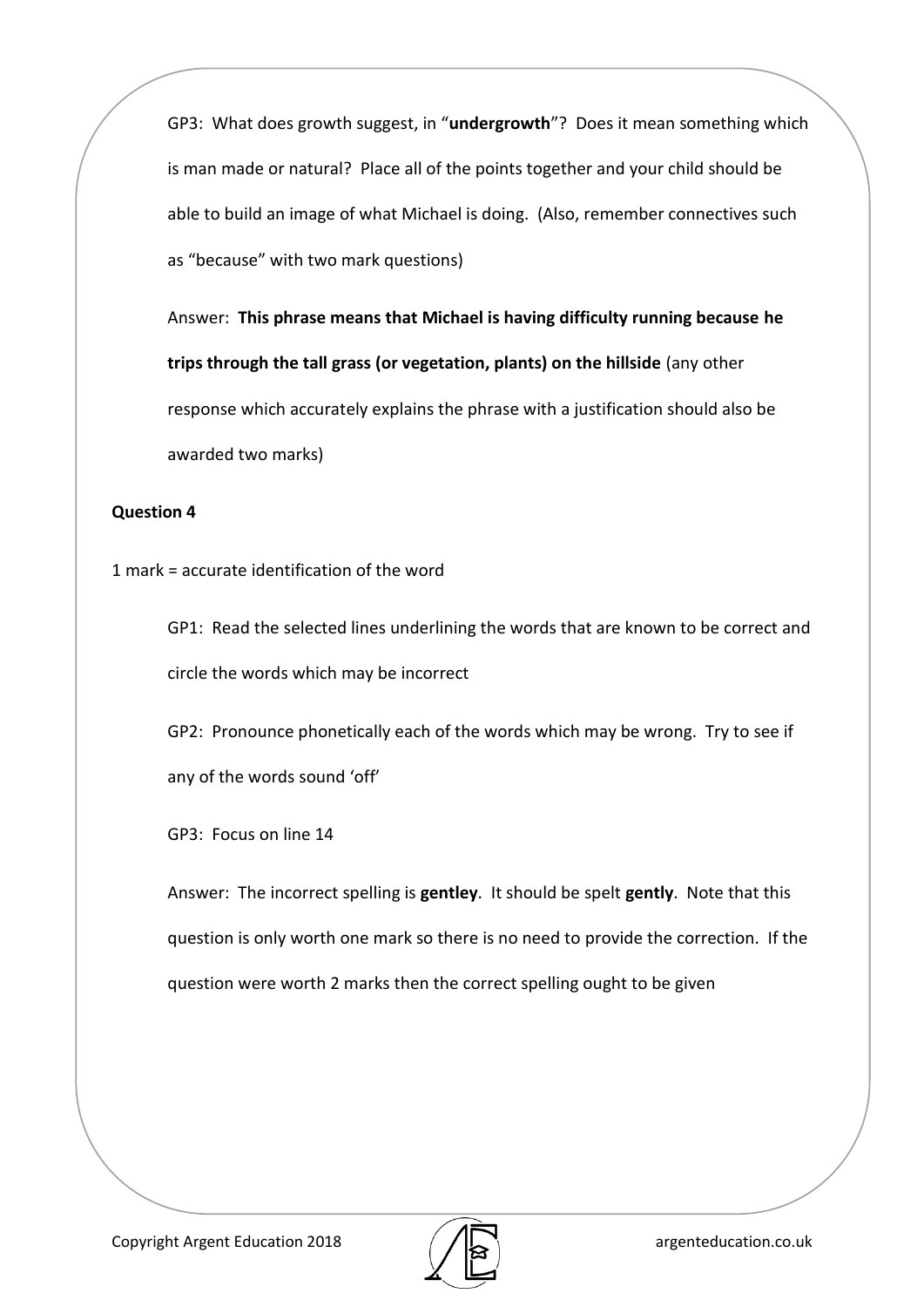GP3: What does growth suggest, in "**undergrowth**"? Does it mean something which is man made or natural? Place all of the points together and your child should be able to build an image of what Michael is doing. (Also, remember connectives such as "because" with two mark questions)

Answer: **This phrase means that Michael is having difficulty running because he trips through the tall grass (or vegetation, plants) on the hillside** (any other response which accurately explains the phrase with a justification should also be awarded two marks)

**Question 4**

1 mark = accurate identification of the word

GP1: Read the selected lines underlining the words that are known to be correct and circle the words which may be incorrect

GP2: Pronounce phonetically each of the words which may be wrong. Try to see if any of the words sound 'off'

GP3: Focus on line 14

Answer: The incorrect spelling is **gentley**. It should be spelt **gently**. Note that this question is only worth one mark so there is no need to provide the correction. If the question were worth 2 marks then the correct spelling ought to be given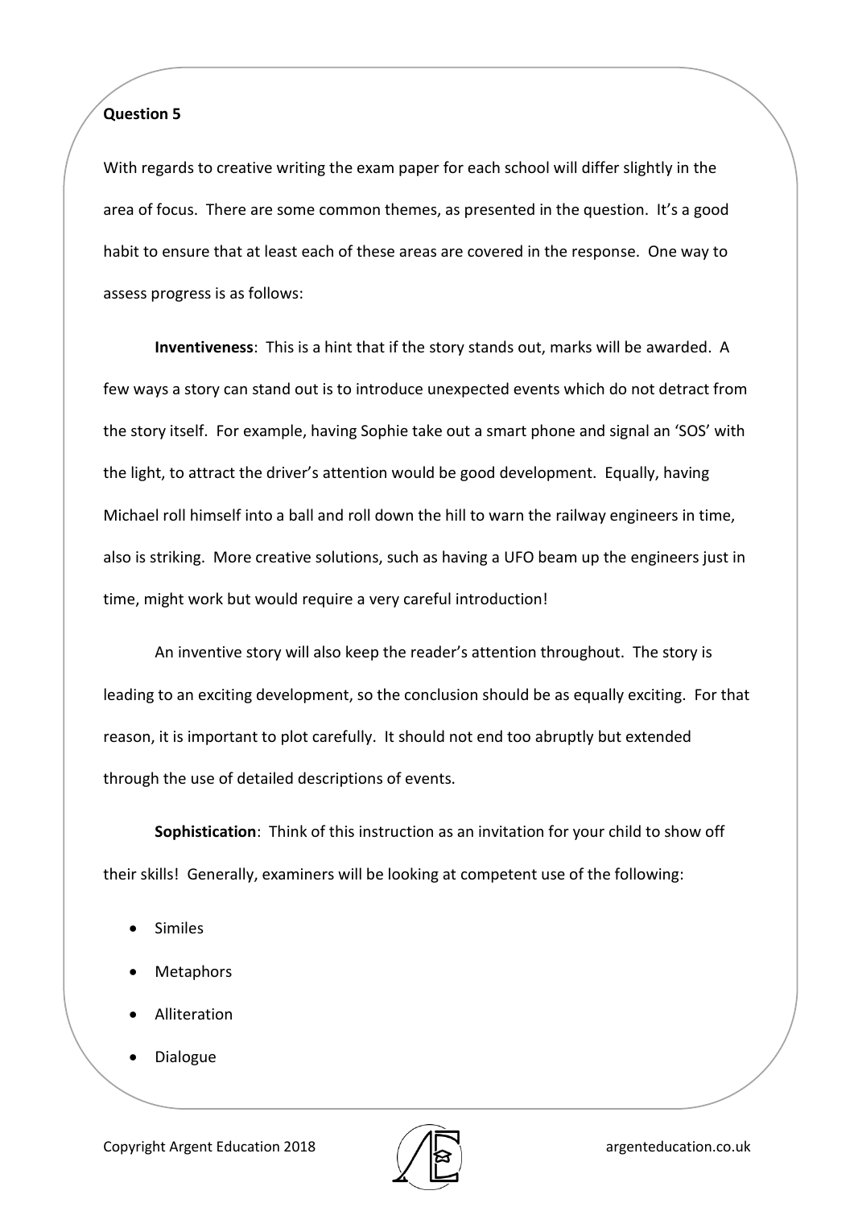**Question 5**

With regards to creative writing the exam paper for each school will differ slightly in the area of focus. There are some common themes, as presented in the question. It's a good habit to ensure that at least each of these areas are covered in the response. One way to assess progress is as follows:

**Inventiveness**: This is a hint that if the story stands out, marks will be awarded. A few ways a story can stand out is to introduce unexpected events which do not detract from the story itself. For example, having Sophie take out a smart phone and signal an 'SOS' with the light, to attract the driver's attention would be good development. Equally, having Michael roll himself into a ball and roll down the hill to warn the railway engineers in time, also is striking. More creative solutions, such as having a UFO beam up the engineers just in time, might work but would require a very careful introduction!

An inventive story will also keep the reader's attention throughout. The story is leading to an exciting development, so the conclusion should be as equally exciting. For that reason, it is important to plot carefully. It should not end too abruptly but extended through the use of detailed descriptions of events.

**Sophistication**: Think of this instruction as an invitation for your child to show off their skills! Generally, examiners will be looking at competent use of the following:

- Similes
- Metaphors
- Alliteration
- Dialogue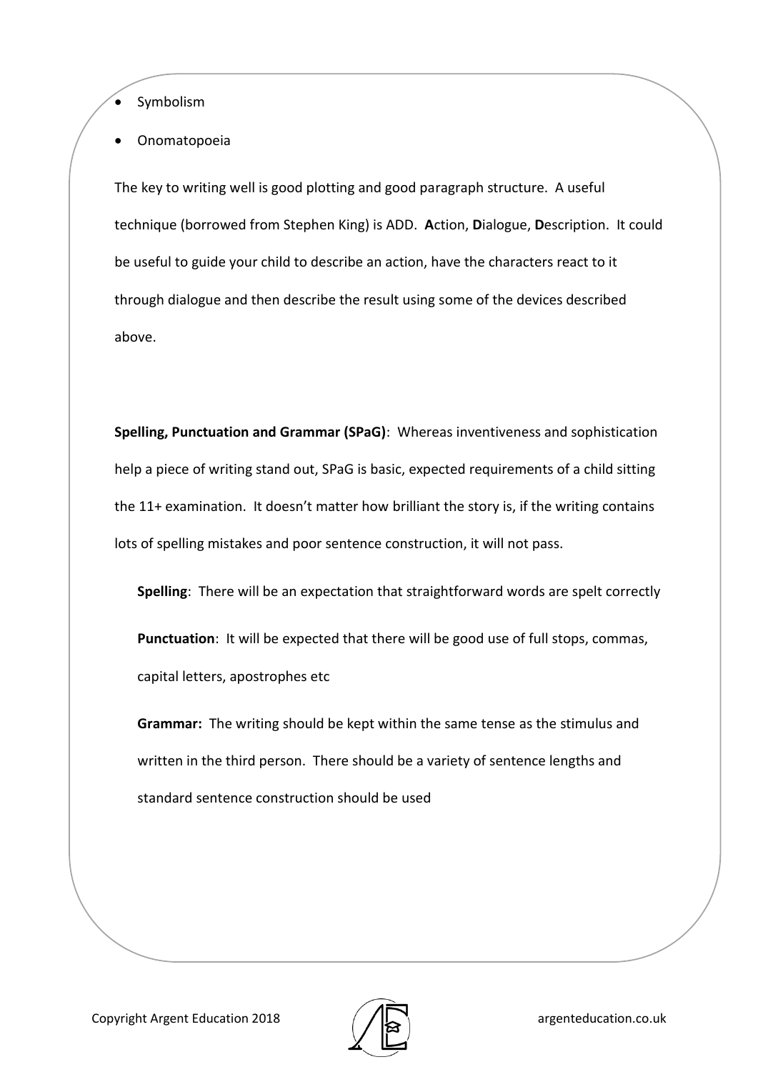- Symbolism
- Onomatopoeia

The key to writing well is good plotting and good paragraph structure. A useful technique (borrowed from Stephen King) is ADD. **A**ction, **D**ialogue, **D**escription. It could be useful to guide your child to describe an action, have the characters react to it through dialogue and then describe the result using some of the devices described above.

**Spelling, Punctuation and Grammar (SPaG)**: Whereas inventiveness and sophistication help a piece of writing stand out, SPaG is basic, expected requirements of a child sitting the 11+ examination. It doesn't matter how brilliant the story is, if the writing contains lots of spelling mistakes and poor sentence construction, it will not pass.

**Spelling**: There will be an expectation that straightforward words are spelt correctly

**Punctuation**: It will be expected that there will be good use of full stops, commas, capital letters, apostrophes etc

**Grammar:** The writing should be kept within the same tense as the stimulus and written in the third person. There should be a variety of sentence lengths and standard sentence construction should be used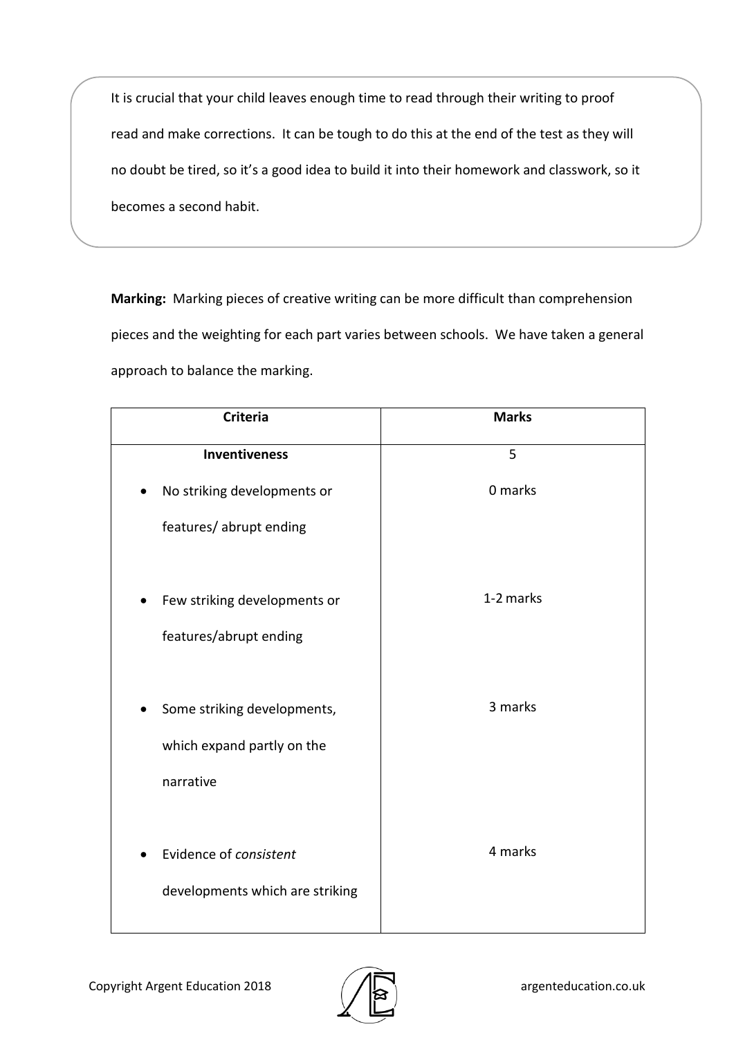It is crucial that your child leaves enough time to read through their writing to proof read and make corrections. It can be tough to do this at the end of the test as they will no doubt be tired, so it's a good idea to build it into their homework and classwork, so it becomes a second habit.

**Marking:** Marking pieces of creative writing can be more difficult than comprehension pieces and the weighting for each part varies between schools. We have taken a general approach to balance the marking.

| Criteria | Marks |
| --- | --- |
| **Inventiveness** | 5 |
| • No striking developments or features/ abrupt ending | 0 marks |
| • Few striking developments or features/abrupt ending | 1-2 marks |
| • Some striking developments, which expand partly on the narrative | 3 marks |
| • Evidence of *consistent* developments which are striking | 4 marks |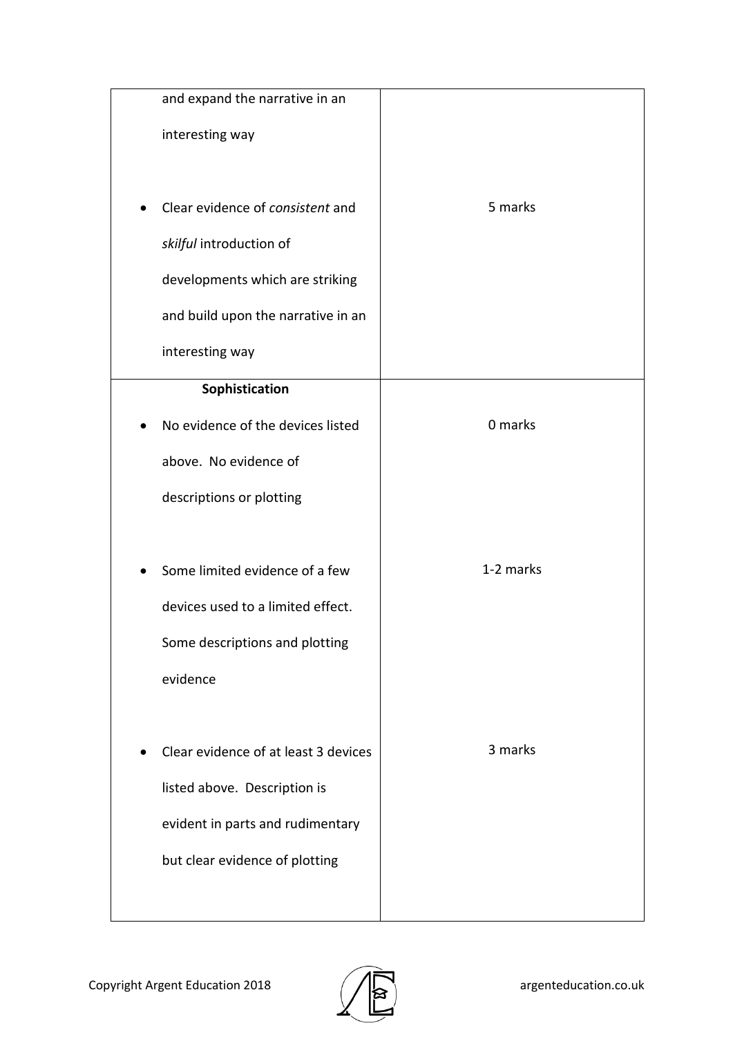| | |
|---|---|
| and expand the narrative in an interesting way | |
| • Clear evidence of *consistent* and *skilful* introduction of developments which are striking and build upon the narrative in an interesting way | 5 marks |
| **Sophistication** | |
| • No evidence of the devices listed above. No evidence of descriptions or plotting | 0 marks |
| • Some limited evidence of a few devices used to a limited effect. Some descriptions and plotting evidence | 1-2 marks |
| • Clear evidence of at least 3 devices listed above. Description is evident in parts and rudimentary but clear evidence of plotting | 3 marks |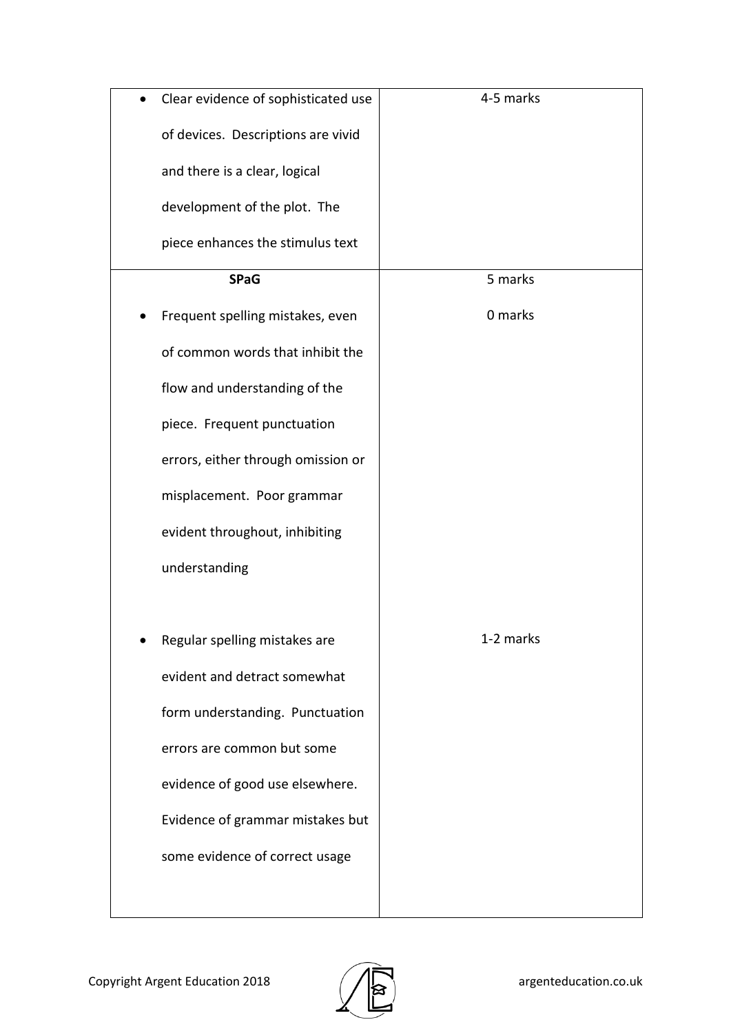| | |
|---|---|
| • Clear evidence of sophisticated use of devices. Descriptions are vivid and there is a clear, logical development of the plot. The piece enhances the stimulus text | 4-5 marks |
| **SPaG** | 5 marks |
| • Frequent spelling mistakes, even of common words that inhibit the flow and understanding of the piece. Frequent punctuation errors, either through omission or misplacement. Poor grammar evident throughout, inhibiting understanding | 0 marks |
| • Regular spelling mistakes are evident and detract somewhat form understanding. Punctuation errors are common but some evidence of good use elsewhere. Evidence of grammar mistakes but some evidence of correct usage | 1-2 marks |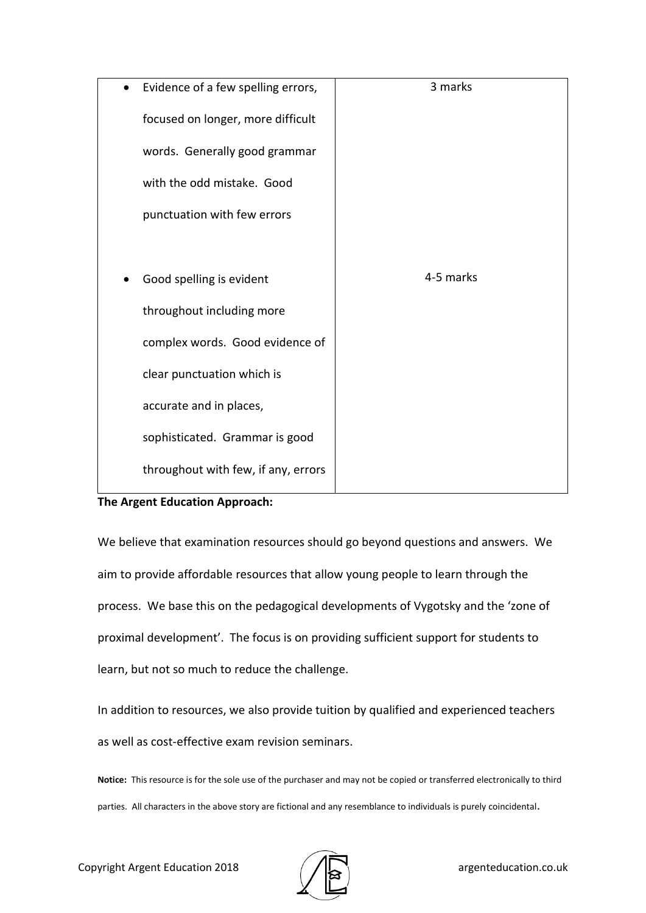| | |
|---|---|
| • Evidence of a few spelling errors, focused on longer, more difficult words. Generally good grammar with the odd mistake. Good punctuation with few errors | 3 marks |
| • Good spelling is evident throughout including more complex words. Good evidence of clear punctuation which is accurate and in places, sophisticated. Grammar is good throughout with few, if any, errors | 4-5 marks |

**The Argent Education Approach:**

We believe that examination resources should go beyond questions and answers. We aim to provide affordable resources that allow young people to learn through the process. We base this on the pedagogical developments of Vygotsky and the 'zone of proximal development'. The focus is on providing sufficient support for students to learn, but not so much to reduce the challenge.

In addition to resources, we also provide tuition by qualified and experienced teachers as well as cost-effective exam revision seminars.

**Notice:** This resource is for the sole use of the purchaser and may not be copied or transferred electronically to third parties. All characters in the above story are fictional and any resemblance to individuals is purely coincidental.

Copyright Argent Education 2018 argenteducation.co.uk